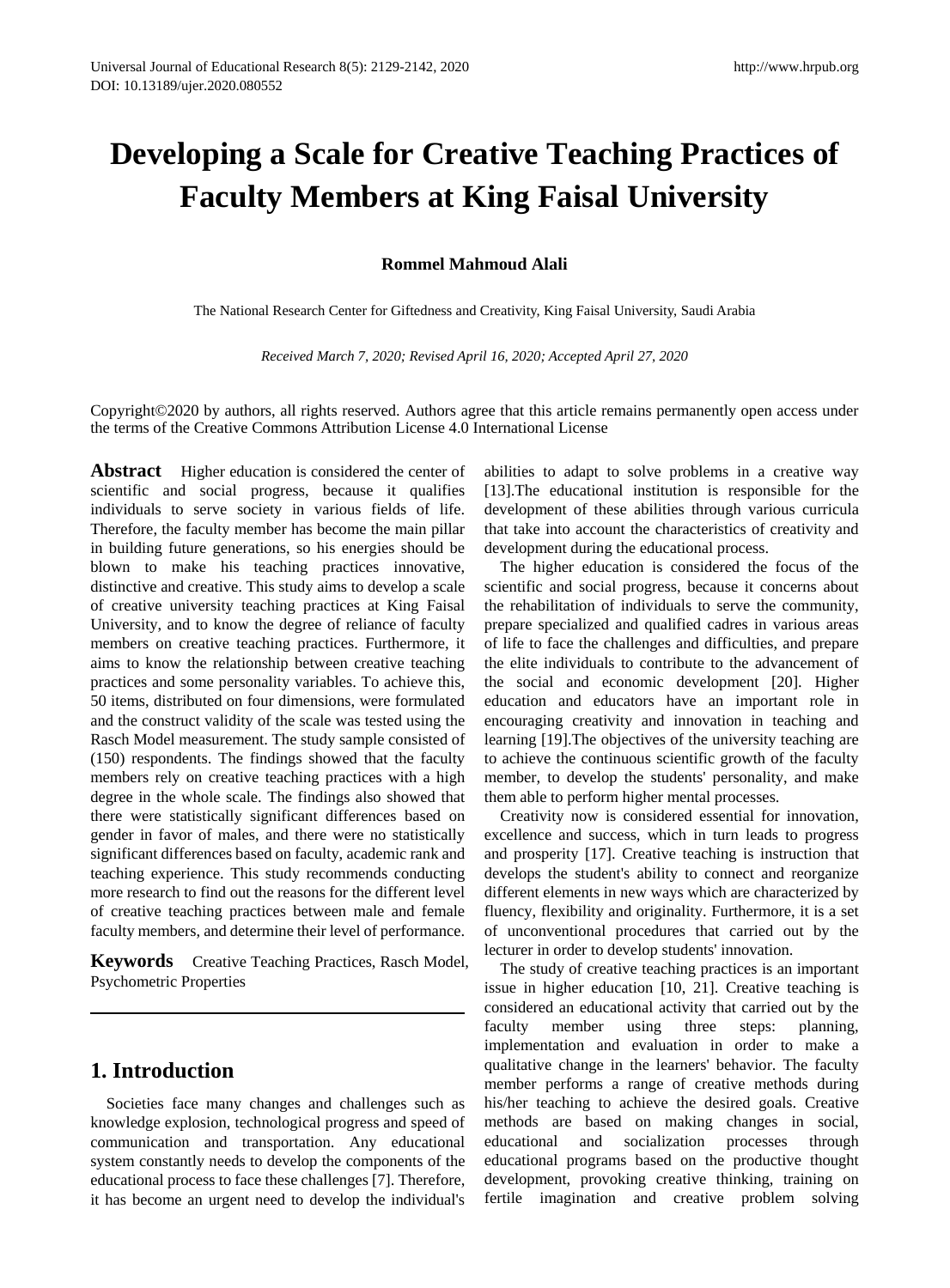# Developing a Scale for Creative Teaching Practices of Faculty Members at King Faisal University

**Rommel Mahmoud Alali**

The National Research Center for Giftedness and Creativity, King Faisal University, Saudi Arabia

*Received March 7, 2020; Revised April 16, 2020; Accepted April 27, 2020*

Copyright©2020 by authors, all rights reserved. Authors agree that this article remains permanently open access under the terms of the Creative Commons Attribution License 4.0 International License

**Abstract** Higher education is considered the center of scientific and social progress, because it qualifies individuals to serve society in various fields of life. Therefore, the faculty member has become the main pillar in building future generations, so his energies should be blown to make his teaching practices innovative, distinctive and creative. This study aims to develop a scale of creative university teaching practices at King Faisal University, and to know the degree of reliance of faculty members on creative teaching practices. Furthermore, it aims to know the relationship between creative teaching practices and some personality variables. To achieve this, 50 items, distributed on four dimensions, were formulated and the construct validity of the scale was tested using the Rasch Model measurement. The study sample consisted of (150) respondents. The findings showed that the faculty members rely on creative teaching practices with a high degree in the whole scale. The findings also showed that there were statistically significant differences based on gender in favor of males, and there were no statistically significant differences based on faculty, academic rank and teaching experience. This study recommends conducting more research to find out the reasons for the different level of creative teaching practices between male and female faculty members, and determine their level of performance.

**Keywords** Creative Teaching Practices, Rasch Model, Psychometric Properties

## 1. Introduction

Societies face many changes and challenges such as knowledge explosion, technological progress and speed of communication and transportation. Any educational system constantly needs to develop the components of the educational process to face these challenges [7]. Therefore, it has become an urgent need to develop the individual's abilities to adapt to solve problems in a creative way [13].The educational institution is responsible for the development of these abilities through various curricula that take into account the characteristics of creativity and development during the educational process.

The higher education is considered the focus of the scientific and social progress, because it concerns about the rehabilitation of individuals to serve the community, prepare specialized and qualified cadres in various areas of life to face the challenges and difficulties, and prepare the elite individuals to contribute to the advancement of the social and economic development [20]. Higher education and educators have an important role in encouraging creativity and innovation in teaching and learning [19].The objectives of the university teaching are to achieve the continuous scientific growth of the faculty member, to develop the students' personality, and make them able to perform higher mental processes.

Creativity now is considered essential for innovation, excellence and success, which in turn leads to progress and prosperity [17]. Creative teaching is instruction that develops the student's ability to connect and reorganize different elements in new ways which are characterized by fluency, flexibility and originality. Furthermore, it is a set of unconventional procedures that carried out by the lecturer in order to develop students' innovation.

The study of creative teaching practices is an important issue in higher education [10, 21]. Creative teaching is considered an educational activity that carried out by the faculty member using three steps: planning, implementation and evaluation in order to make a qualitative change in the learners' behavior. The faculty member performs a range of creative methods during his/her teaching to achieve the desired goals. Creative methods are based on making changes in social, educational and socialization processes through educational programs based on the productive thought development, provoking creative thinking, training on fertile imagination and creative problem solving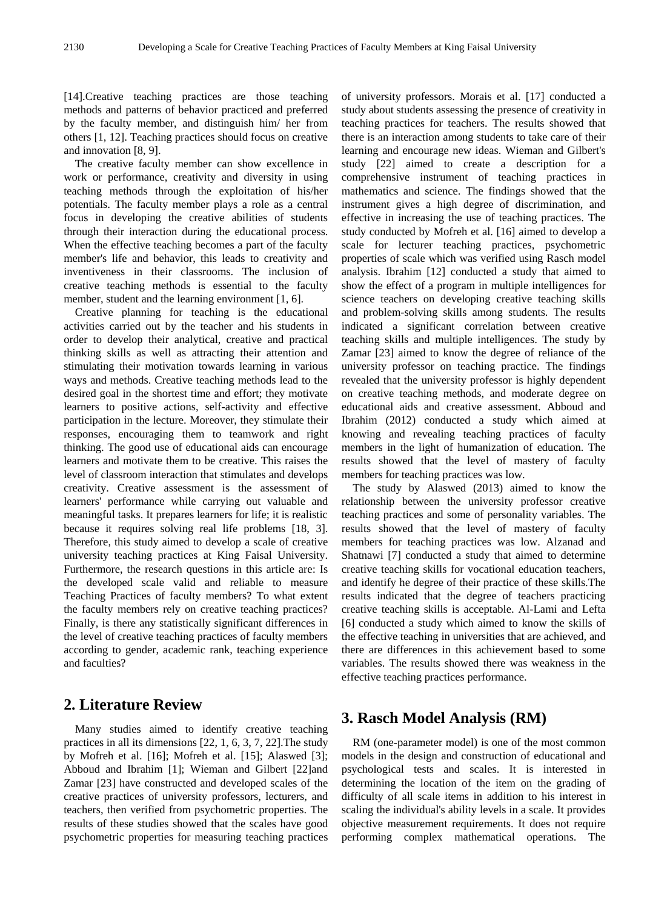[14].Creative teaching practices are those teaching methods and patterns of behavior practiced and preferred by the faculty member, and distinguish him/ her from others [1, 12]. Teaching practices should focus on creative and innovation [8, 9].

The creative faculty member can show excellence in work or performance, creativity and diversity in using teaching methods through the exploitation of his/her potentials. The faculty member plays a role as a central focus in developing the creative abilities of students through their interaction during the educational process. When the effective teaching becomes a part of the faculty member's life and behavior, this leads to creativity and inventiveness in their classrooms. The inclusion of creative teaching methods is essential to the faculty member, student and the learning environment [1, 6].

Creative planning for teaching is the educational activities carried out by the teacher and his students in order to develop their analytical, creative and practical thinking skills as well as attracting their attention and stimulating their motivation towards learning in various ways and methods. Creative teaching methods lead to the desired goal in the shortest time and effort; they motivate learners to positive actions, self-activity and effective participation in the lecture. Moreover, they stimulate their responses, encouraging them to teamwork and right thinking. The good use of educational aids can encourage learners and motivate them to be creative. This raises the level of classroom interaction that stimulates and develops creativity. Creative assessment is the assessment of learners' performance while carrying out valuable and meaningful tasks. It prepares learners for life; it is realistic because it requires solving real life problems [18, 3]. Therefore, this study aimed to develop a scale of creative university teaching practices at King Faisal University. Furthermore, the research questions in this article are: Is the developed scale valid and reliable to measure Teaching Practices of faculty members? To what extent the faculty members rely on creative teaching practices? Finally, is there any statistically significant differences in the level of creative teaching practices of faculty members according to gender, academic rank, teaching experience and faculties?

## 2. Literature Review

Many studies aimed to identify creative teaching practices in all its dimensions [22, 1, 6, 3, 7, 22].The study by Mofreh et al. [16]; Mofreh et al. [15]; Alaswed [3]; Abboud and Ibrahim [1]; Wieman and Gilbert [22]and Zamar [23] have constructed and developed scales of the creative practices of university professors, lecturers, and teachers, then verified from psychometric properties. The results of these studies showed that the scales have good psychometric properties for measuring teaching practices of university professors. Morais et al. [17] conducted a study about students assessing the presence of creativity in teaching practices for teachers. The results showed that there is an interaction among students to take care of their learning and encourage new ideas. Wieman and Gilbert's study [22] aimed to create a description for a comprehensive instrument of teaching practices in mathematics and science. The findings showed that the instrument gives a high degree of discrimination, and effective in increasing the use of teaching practices. The study conducted by Mofreh et al. [16] aimed to develop a scale for lecturer teaching practices, psychometric properties of scale which was verified using Rasch model analysis. Ibrahim [12] conducted a study that aimed to show the effect of a program in multiple intelligences for science teachers on developing creative teaching skills and problem-solving skills among students. The results indicated a significant correlation between creative teaching skills and multiple intelligences. The study by Zamar [23] aimed to know the degree of reliance of the university professor on teaching practice. The findings revealed that the university professor is highly dependent on creative teaching methods, and moderate degree on educational aids and creative assessment. Abboud and Ibrahim (2012) conducted a study which aimed at knowing and revealing teaching practices of faculty members in the light of humanization of education. The results showed that the level of mastery of faculty members for teaching practices was low.

The study by Alaswed (2013) aimed to know the relationship between the university professor creative teaching practices and some of personality variables. The results showed that the level of mastery of faculty members for teaching practices was low. Alzanad and Shatnawi [7] conducted a study that aimed to determine creative teaching skills for vocational education teachers, and identify he degree of their practice of these skills.The results indicated that the degree of teachers practicing creative teaching skills is acceptable. Al-Lami and Lefta [6] conducted a study which aimed to know the skills of the effective teaching in universities that are achieved, and there are differences in this achievement based to some variables. The results showed there was weakness in the effective teaching practices performance.

## 3. Rasch Model Analysis (RM)

RM (one-parameter model) is one of the most common models in the design and construction of educational and psychological tests and scales. It is interested in determining the location of the item on the grading of difficulty of all scale items in addition to his interest in scaling the individual's ability levels in a scale. It provides objective measurement requirements. It does not require performing complex mathematical operations. The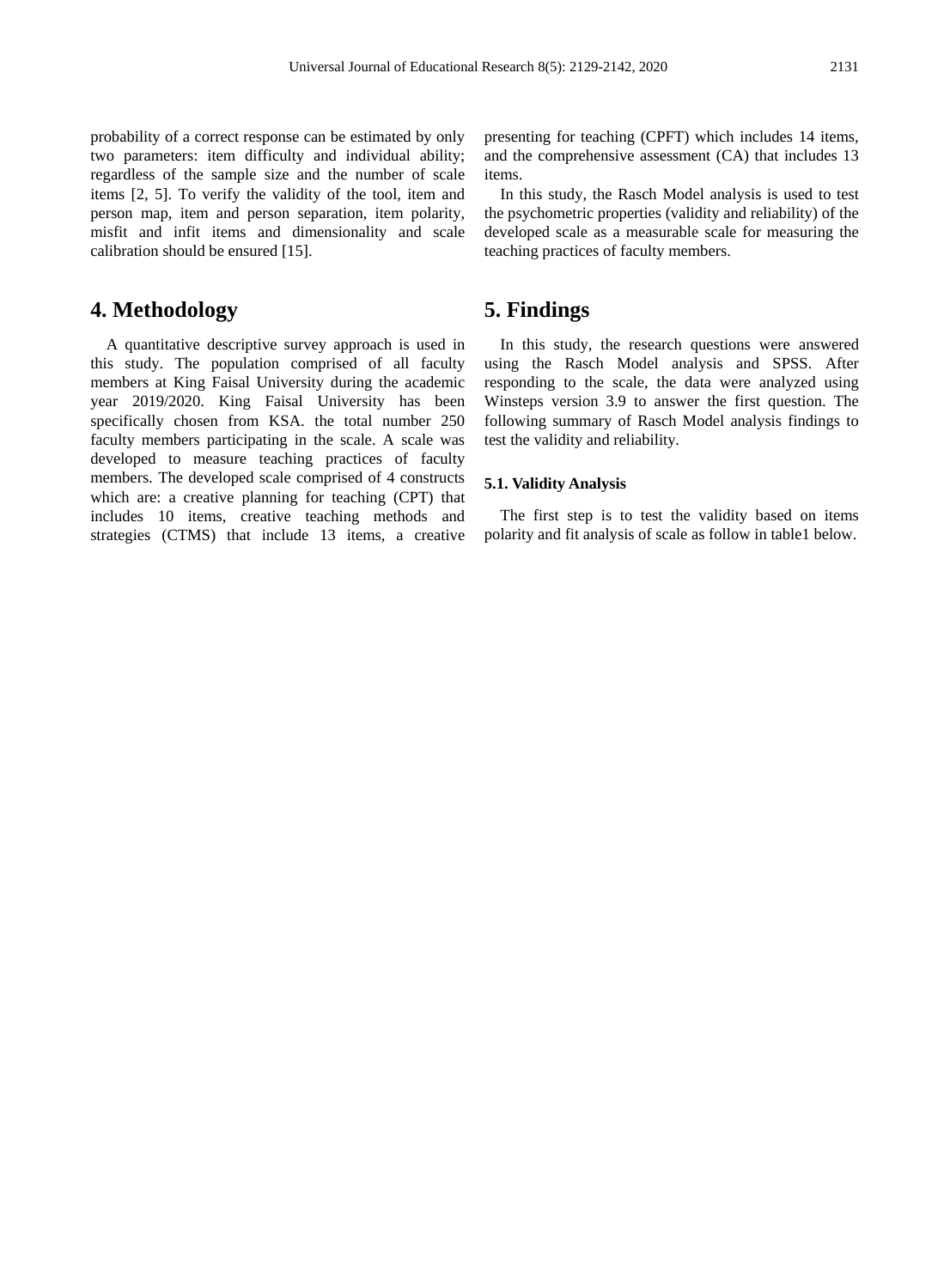probability of a correct response can be estimated by only two parameters: item difficulty and individual ability; regardless of the sample size and the number of scale items [2, 5]. To verify the validity of the tool, item and person map, item and person separation, item polarity, misfit and infit items and dimensionality and scale calibration should be ensured [15].

# 4. Methodology

A quantitative descriptive survey approach is used in this study. The population comprised of all faculty members at King Faisal University during the academic year 2019/2020. King Faisal University has been specifically chosen from KSA. the total number 250 faculty members participating in the scale. A scale was developed to measure teaching practices of faculty members. The developed scale comprised of 4 constructs which are: a creative planning for teaching (CPT) that includes 10 items, creative teaching methods and strategies (CTMS) that include 13 items, a creative presenting for teaching (CPFT) which includes 14 items, and the comprehensive assessment (CA) that includes 13 items.

In this study, the Rasch Model analysis is used to test the psychometric properties (validity and reliability) of the developed scale as a measurable scale for measuring the teaching practices of faculty members.

# 5. Findings

In this study, the research questions were answered using the Rasch Model analysis and SPSS. After responding to the scale, the data were analyzed using Winsteps version 3.9 to answer the first question. The following summary of Rasch Model analysis findings to test the validity and reliability.

### 5.1. Validity Analysis

The first step is to test the validity based on items polarity and fit analysis of scale as follow in table1 below.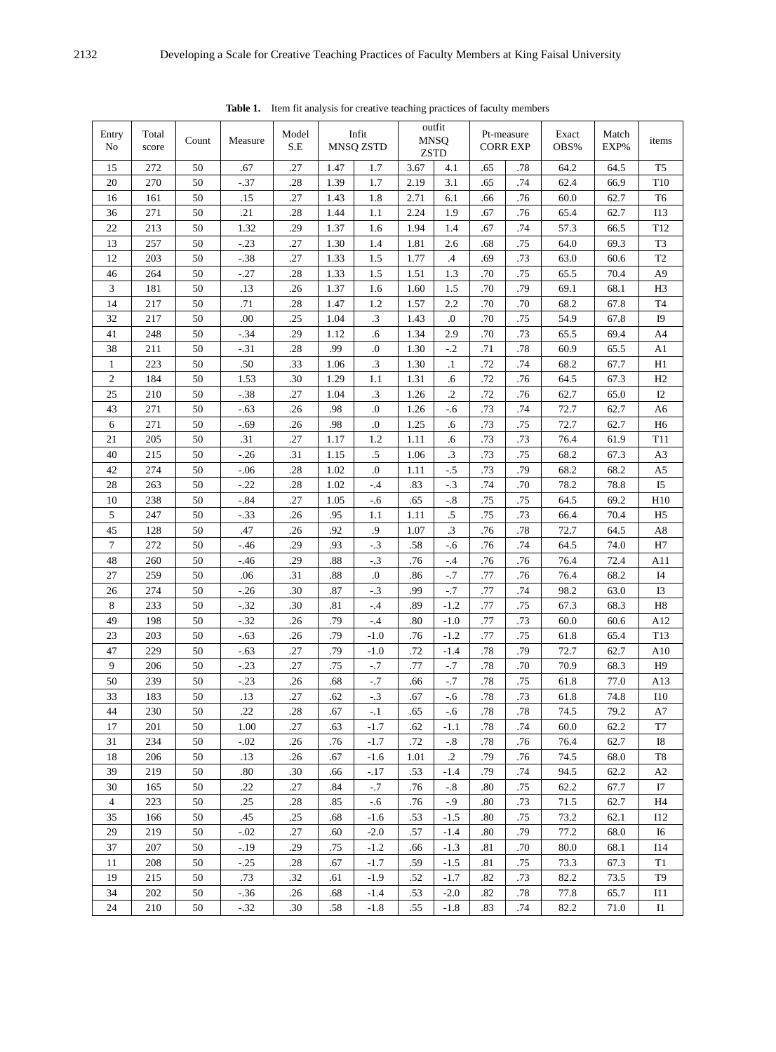**Table 1.** Item fit analysis for creative teaching practices of faculty members

| Entry No | Total score | Count | Measure | Model S.E | Infit MNSQ | Infit ZSTD | outfit MNSQ | outfit ZSTD | Pt-measure CORR | Pt-measure EXP | Exact OBS% | Match EXP% | items |
|---|---|---|---|---|---|---|---|---|---|---|---|---|---|
| 15 | 272 | 50 | .67 | .27 | 1.47 | 1.7 | 3.67 | 4.1 | .65 | .78 | 64.2 | 64.5 | T5 |
| 20 | 270 | 50 | -.37 | .28 | 1.39 | 1.7 | 2.19 | 3.1 | .65 | .74 | 62.4 | 66.9 | T10 |
| 16 | 161 | 50 | .15 | .27 | 1.43 | 1.8 | 2.71 | 6.1 | .66 | .76 | 60.0 | 62.7 | T6 |
| 36 | 271 | 50 | .21 | .28 | 1.44 | 1.1 | 2.24 | 1.9 | .67 | .76 | 65.4 | 62.7 | I13 |
| 22 | 213 | 50 | 1.32 | .29 | 1.37 | 1.6 | 1.94 | 1.4 | .67 | .74 | 57.3 | 66.5 | T12 |
| 13 | 257 | 50 | -.23 | .27 | 1.30 | 1.4 | 1.81 | 2.6 | .68 | .75 | 64.0 | 69.3 | T3 |
| 12 | 203 | 50 | -.38 | .27 | 1.33 | 1.5 | 1.77 | .4 | .69 | .73 | 63.0 | 60.6 | T2 |
| 46 | 264 | 50 | -.27 | .28 | 1.33 | 1.5 | 1.51 | 1.3 | .70 | .75 | 65.5 | 70.4 | A9 |
| 3 | 181 | 50 | .13 | .26 | 1.37 | 1.6 | 1.60 | 1.5 | .70 | .79 | 69.1 | 68.1 | H3 |
| 14 | 217 | 50 | .71 | .28 | 1.47 | 1.2 | 1.57 | 2.2 | .70 | .70 | 68.2 | 67.8 | T4 |
| 32 | 217 | 50 | .00 | .25 | 1.04 | .3 | 1.43 | .0 | .70 | .75 | 54.9 | 67.8 | I9 |
| 41 | 248 | 50 | -.34 | .29 | 1.12 | .6 | 1.34 | 2.9 | .70 | .73 | 65.5 | 69.4 | A4 |
| 38 | 211 | 50 | -.31 | .28 | .99 | .0 | 1.30 | -.2 | .71 | .78 | 60.9 | 65.5 | A1 |
| 1 | 223 | 50 | .50 | .33 | 1.06 | .3 | 1.30 | .1 | .72 | .74 | 68.2 | 67.7 | H1 |
| 2 | 184 | 50 | 1.53 | .30 | 1.29 | 1.1 | 1.31 | .6 | .72 | .76 | 64.5 | 67.3 | H2 |
| 25 | 210 | 50 | -.38 | .27 | 1.04 | .3 | 1.26 | .2 | .72 | .76 | 62.7 | 65.0 | I2 |
| 43 | 271 | 50 | -.63 | .26 | .98 | .0 | 1.26 | -.6 | .73 | .74 | 72.7 | 62.7 | A6 |
| 6 | 271 | 50 | -.69 | .26 | .98 | .0 | 1.25 | .6 | .73 | .75 | 72.7 | 62.7 | H6 |
| 21 | 205 | 50 | .31 | .27 | 1.17 | 1.2 | 1.11 | .6 | .73 | .73 | 76.4 | 61.9 | T11 |
| 40 | 215 | 50 | -.26 | .31 | 1.15 | .5 | 1.06 | .3 | .73 | .75 | 68.2 | 67.3 | A3 |
| 42 | 274 | 50 | -.06 | .28 | 1.02 | .0 | 1.11 | -.5 | .73 | .79 | 68.2 | 68.2 | A5 |
| 28 | 263 | 50 | -.22 | .28 | 1.02 | -.4 | .83 | -.3 | .74 | .70 | 78.2 | 78.8 | I5 |
| 10 | 238 | 50 | -.84 | .27 | 1.05 | -.6 | .65 | -.8 | .75 | .75 | 64.5 | 69.2 | H10 |
| 5 | 247 | 50 | -.33 | .26 | .95 | 1.1 | 1.11 | .5 | .75 | .73 | 66.4 | 70.4 | H5 |
| 45 | 128 | 50 | .47 | .26 | .92 | .9 | 1.07 | .3 | .76 | .78 | 72.7 | 64.5 | A8 |
| 7 | 272 | 50 | -.46 | .29 | .93 | -.3 | .58 | -.6 | .76 | .74 | 64.5 | 74.0 | H7 |
| 48 | 260 | 50 | -.46 | .29 | .88 | -.3 | .76 | -.4 | .76 | .76 | 76.4 | 72.4 | A11 |
| 27 | 259 | 50 | .06 | .31 | .88 | .0 | .86 | -.7 | .77 | .76 | 76.4 | 68.2 | I4 |
| 26 | 274 | 50 | -.26 | .30 | .87 | -.3 | .99 | -.7 | .77 | .74 | 98.2 | 63.0 | I3 |
| 8 | 233 | 50 | -.32 | .30 | .81 | -.4 | .89 | -1.2 | .77 | .75 | 67.3 | 68.3 | H8 |
| 49 | 198 | 50 | -.32 | .26 | .79 | -.4 | .80 | -1.0 | .77 | .73 | 60.0 | 60.6 | A12 |
| 23 | 203 | 50 | -.63 | .26 | .79 | -1.0 | .76 | -1.2 | .77 | .75 | 61.8 | 65.4 | T13 |
| 47 | 229 | 50 | -.63 | .27 | .79 | -1.0 | .72 | -1.4 | .78 | .79 | 72.7 | 62.7 | A10 |
| 9 | 206 | 50 | -.23 | .27 | .75 | -.7 | .77 | -.7 | .78 | .70 | 70.9 | 68.3 | H9 |
| 50 | 239 | 50 | -.23 | .26 | .68 | -.7 | .66 | -.7 | .78 | .75 | 61.8 | 77.0 | A13 |
| 33 | 183 | 50 | .13 | .27 | .62 | -.3 | .67 | -.6 | .78 | .73 | 61.8 | 74.8 | I10 |
| 44 | 230 | 50 | .22 | .28 | .67 | -.1 | .65 | -.6 | .78 | .78 | 74.5 | 79.2 | A7 |
| 17 | 201 | 50 | 1.00 | .27 | .63 | -1.7 | .62 | -1.1 | .78 | .74 | 60.0 | 62.2 | T7 |
| 31 | 234 | 50 | -.02 | .26 | .76 | -1.7 | .72 | -.8 | .78 | .76 | 76.4 | 62.7 | I8 |
| 18 | 206 | 50 | .13 | .26 | .67 | -1.6 | 1.01 | .2 | .79 | .76 | 74.5 | 68.0 | T8 |
| 39 | 219 | 50 | .80 | .30 | .66 | -.17 | .53 | -1.4 | .79 | .74 | 94.5 | 62.2 | A2 |
| 30 | 165 | 50 | .22 | .27 | .84 | -.7 | .76 | -.8 | .80 | .75 | 62.2 | 67.7 | I7 |
| 4 | 223 | 50 | .25 | .28 | .85 | -.6 | .76 | -.9 | .80 | .73 | 71.5 | 62.7 | H4 |
| 35 | 166 | 50 | .45 | .25 | .68 | -1.6 | .53 | -1.5 | .80 | .75 | 73.2 | 62.1 | I12 |
| 29 | 219 | 50 | -.02 | .27 | .60 | -2.0 | .57 | -1.4 | .80 | .79 | 77.2 | 68.0 | I6 |
| 37 | 207 | 50 | -.19 | .29 | .75 | -1.2 | .66 | -1.3 | .81 | .70 | 80.0 | 68.1 | I14 |
| 11 | 208 | 50 | -.25 | .28 | .67 | -1.7 | .59 | -1.5 | .81 | .75 | 73.3 | 67.3 | T1 |
| 19 | 215 | 50 | .73 | .32 | .61 | -1.9 | .52 | -1.7 | .82 | .73 | 82.2 | 73.5 | T9 |
| 34 | 202 | 50 | -.36 | .26 | .68 | -1.4 | .53 | -2.0 | .82 | .78 | 77.8 | 65.7 | I11 |
| 24 | 210 | 50 | -.32 | .30 | .58 | -1.8 | .55 | -1.8 | .83 | .74 | 82.2 | 71.0 | I1 |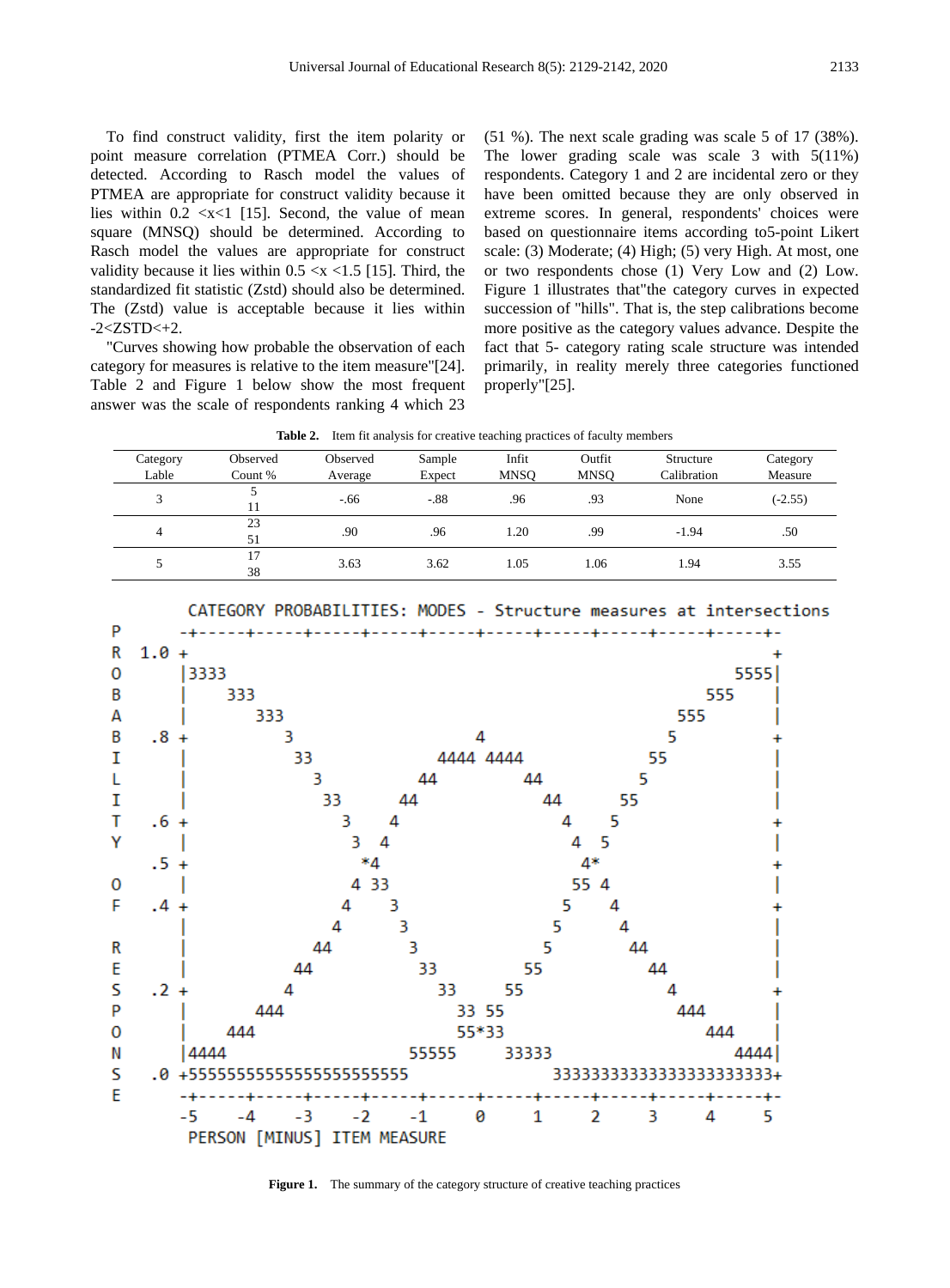To find construct validity, first the item polarity or point measure correlation (PTMEA Corr.) should be detected. According to Rasch model the values of PTMEA are appropriate for construct validity because it lies within 0.2 <x<1 [15]. Second, the value of mean square (MNSQ) should be determined. According to Rasch model the values are appropriate for construct validity because it lies within 0.5 <x <1.5 [15]. Third, the standardized fit statistic (Zstd) should also be determined. The (Zstd) value is acceptable because it lies within -2<ZSTD<+2.

"Curves showing how probable the observation of each category for measures is relative to the item measure"[24]. Table 2 and Figure 1 below show the most frequent answer was the scale of respondents ranking 4 which 23 (51 %). The next scale grading was scale 5 of 17 (38%). The lower grading scale was scale 3 with 5(11%) respondents. Category 1 and 2 are incidental zero or they have been omitted because they are only observed in extreme scores. In general, respondents' choices were based on questionnaire items according to5-point Likert scale: (3) Moderate; (4) High; (5) very High. At most, one or two respondents chose (1) Very Low and (2) Low. Figure 1 illustrates that"the category curves in expected succession of "hills". That is, the step calibrations become more positive as the category values advance. Despite the fact that 5- category rating scale structure was intended primarily, in reality merely three categories functioned properly"[25].

**Table 2.** Item fit analysis for creative teaching practices of faculty members

| Category Lable | Observed Count % | Observed Average | Sample Expect | Infit MNSQ | Outfit MNSQ | Structure Calibration | Category Measure |
|---|---|---|---|---|---|---|---|
| 3 | 5<br>11 | -.66 | -.88 | .96 | .93 | None | (-2.55) |
| 4 | 23<br>51 | .90 | .96 | 1.20 | .99 | -1.94 | .50 |
| 5 | 17<br>38 | 3.63 | 3.62 | 1.05 | 1.06 | 1.94 | 3.55 |

```
       CATEGORY PROBABILITIES: MODES - Structure measures at intersections
P      -+-----+-----+-----+-----+-----+-----+-----+-----+-----+-----+-
R  1.0 +                                                             +
O      |3333                                                     5555|
B      |    333                                               555    |
A      |       333                                         555       |
B   .8 +          3                   4                   5          +
I      |           33             4444 4444             55           |
L      |             3          44         44          5             |
I      |              33      44             44      55              |
T   .6 +                3    4                 4    5                +
Y      |                 3  4                   4  5                 |
    .5 +                  *4                     4*                  +
O      |                 4 33                   55 4                 |
F   .4 +                4    3                 5    4                +
       |               4      3               5      4               |
R      |             44        3             5        44             |
E      |           44           33         55           44           |
S   .2 +          4               33     55               4          +
P      |       444                  33 55                  444       |
O      |    444                     55*33                     444    |
N      |4444                   55555     33333                   4444|
S   .0 +5555555555555555555555                333333333333333333333333+
E      -+-----+-----+-----+-----+-----+-----+-----+-----+-----+-----+-
       -5    -4    -3    -2    -1     0     1     2     3     4     5
        PERSON [MINUS] ITEM MEASURE
```

**Figure 1.** The summary of the category structure of creative teaching practices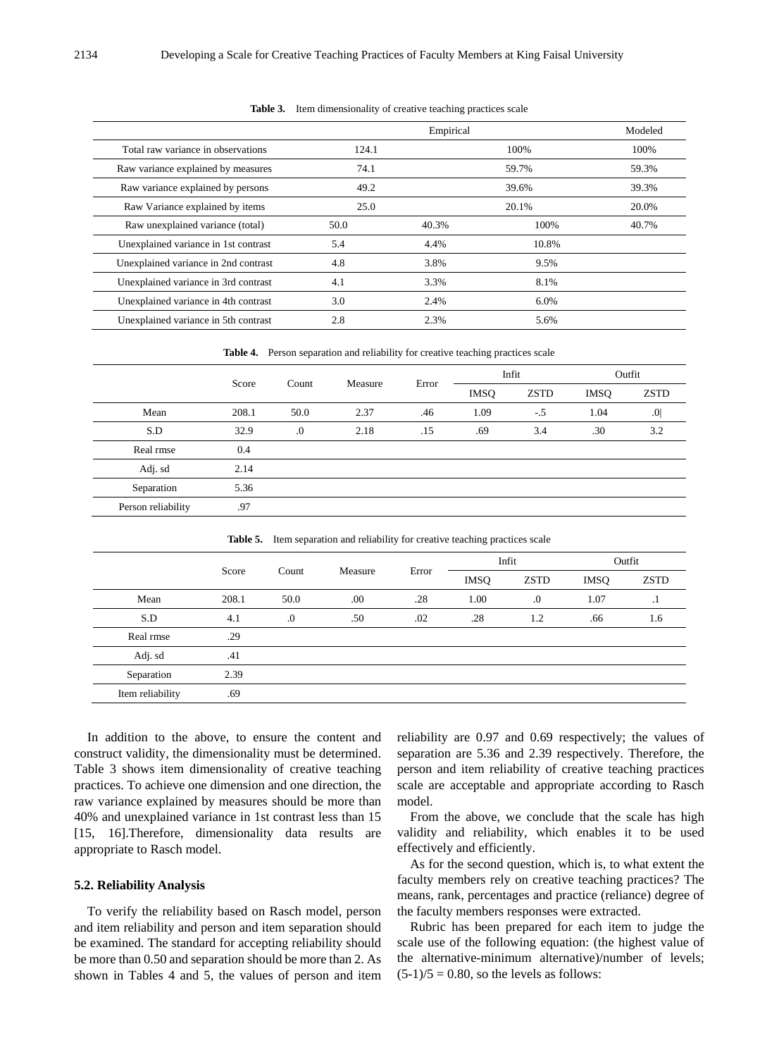**Table 3.** Item dimensionality of creative teaching practices scale

| | Empirical | | | Modeled |
|---|---|---|---|---|
| Total raw variance in observations | 124.1 | | 100% | 100% |
| Raw variance explained by measures | 74.1 | | 59.7% | 59.3% |
| Raw variance explained by persons | 49.2 | | 39.6% | 39.3% |
| Raw Variance explained by items | 25.0 | | 20.1% | 20.0% |
| Raw unexplained variance (total) | 50.0 | 40.3% | 100% | 40.7% |
| Unexplained variance in 1st contrast | 5.4 | 4.4% | 10.8% | |
| Unexplained variance in 2nd contrast | 4.8 | 3.8% | 9.5% | |
| Unexplained variance in 3rd contrast | 4.1 | 3.3% | 8.1% | |
| Unexplained variance in 4th contrast | 3.0 | 2.4% | 6.0% | |
| Unexplained variance in 5th contrast | 2.8 | 2.3% | 5.6% | |

**Table 4.** Person separation and reliability for creative teaching practices scale

| | Score | Count | Measure | Error | Infit | | Outfit | |
|---|---|---|---|---|---|---|---|---|
| | | | | | IMSQ | ZSTD | IMSQ | ZSTD |
| Mean | 208.1 | 50.0 | 2.37 | .46 | 1.09 | -.5 | 1.04 | .0| |
| S.D | 32.9 | .0 | 2.18 | .15 | .69 | 3.4 | .30 | 3.2 |
| Real rmse | 0.4 | | | | | | | |
| Adj. sd | 2.14 | | | | | | | |
| Separation | 5.36 | | | | | | | |
| Person reliability | .97 | | | | | | | |

**Table 5.** Item separation and reliability for creative teaching practices scale

| | Score | Count | Measure | Error | Infit | | Outfit | |
|---|---|---|---|---|---|---|---|---|
| | | | | | IMSQ | ZSTD | IMSQ | ZSTD |
| Mean | 208.1 | 50.0 | .00 | .28 | 1.00 | .0 | 1.07 | .1 |
| S.D | 4.1 | .0 | .50 | .02 | .28 | 1.2 | .66 | 1.6 |
| Real rmse | .29 | | | | | | | |
| Adj. sd | .41 | | | | | | | |
| Separation | 2.39 | | | | | | | |
| Item reliability | .69 | | | | | | | |

In addition to the above, to ensure the content and construct validity, the dimensionality must be determined. Table 3 shows item dimensionality of creative teaching practices. To achieve one dimension and one direction, the raw variance explained by measures should be more than 40% and unexplained variance in 1st contrast less than 15 [15, 16].Therefore, dimensionality data results are appropriate to Rasch model.

### 5.2. Reliability Analysis

To verify the reliability based on Rasch model, person and item reliability and person and item separation should be examined. The standard for accepting reliability should be more than 0.50 and separation should be more than 2. As shown in Tables 4 and 5, the values of person and item reliability are 0.97 and 0.69 respectively; the values of separation are 5.36 and 2.39 respectively. Therefore, the person and item reliability of creative teaching practices scale are acceptable and appropriate according to Rasch model.

From the above, we conclude that the scale has high validity and reliability, which enables it to be used effectively and efficiently.

As for the second question, which is, to what extent the faculty members rely on creative teaching practices? The means, rank, percentages and practice (reliance) degree of the faculty members responses were extracted.

Rubric has been prepared for each item to judge the scale use of the following equation: (the highest value of the alternative-minimum alternative)/number of levels; $(5-1)/5 = 0.80$, so the levels as follows: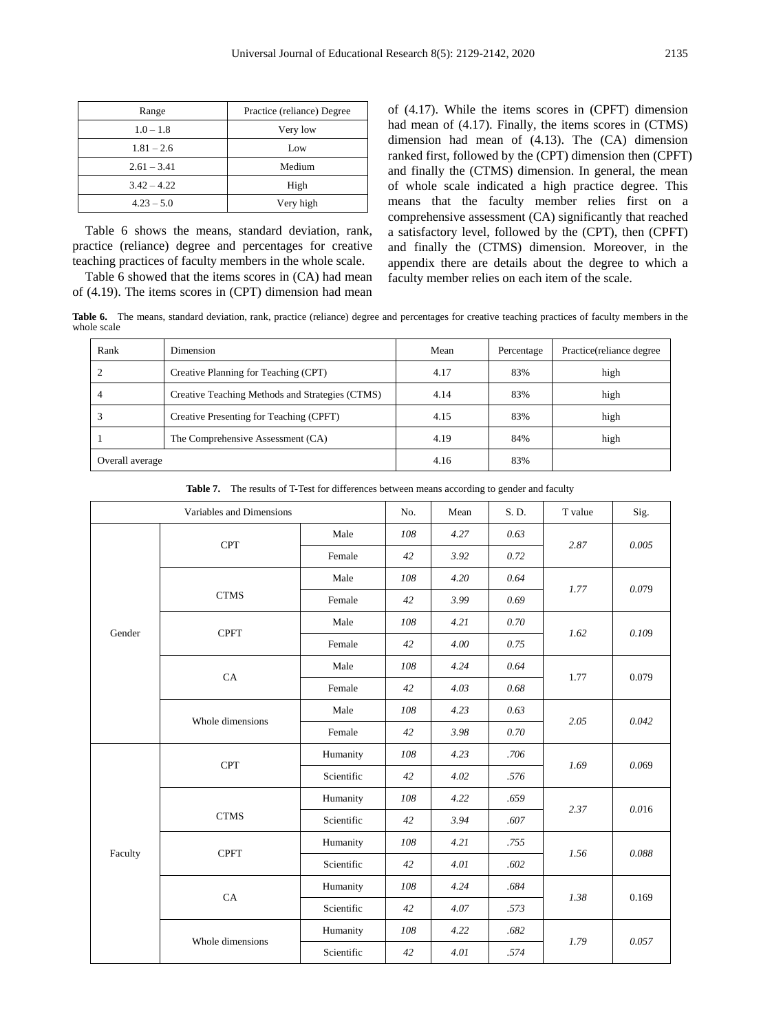| Range | Practice (reliance) Degree |
| --- | --- |
| 1.0 – 1.8 | Very low |
| 1.81 – 2.6 | Low |
| 2.61 – 3.41 | Medium |
| 3.42 – 4.22 | High |
| 4.23 – 5.0 | Very high |

Table 6 shows the means, standard deviation, rank, practice (reliance) degree and percentages for creative teaching practices of faculty members in the whole scale.

Table 6 showed that the items scores in (CA) had mean of (4.19). The items scores in (CPT) dimension had mean of (4.17). While the items scores in (CPFT) dimension had mean of (4.17). Finally, the items scores in (CTMS) dimension had mean of (4.13). The (CA) dimension ranked first, followed by the (CPT) dimension then (CPFT) and finally the (CTMS) dimension. In general, the mean of whole scale indicated a high practice degree. This means that the faculty member relies first on a comprehensive assessment (CA) significantly that reached a satisfactory level, followed by the (CPT), then (CPFT) and finally the (CTMS) dimension. Moreover, in the appendix there are details about the degree to which a faculty member relies on each item of the scale.

**Table 6.** The means, standard deviation, rank, practice (reliance) degree and percentages for creative teaching practices of faculty members in the whole scale

| Rank | Dimension | Mean | Percentage | Practice(reliance degree |
| --- | --- | --- | --- | --- |
| 2 | Creative Planning for Teaching (CPT) | 4.17 | 83% | high |
| 4 | Creative Teaching Methods and Strategies (CTMS) | 4.14 | 83% | high |
| 3 | Creative Presenting for Teaching (CPFT) | 4.15 | 83% | high |
| 1 | The Comprehensive Assessment (CA) | 4.19 | 84% | high |
| Overall average | | 4.16 | 83% | |

**Table 7.** The results of T-Test for differences between means according to gender and faculty

| Variables and Dimensions | | | No. | Mean | S. D. | T value | Sig. |
| --- | --- | --- | --- | --- | --- | --- | --- |
| Gender | CPT | Male | *108* | *4.27* | *0.63* | *2.87* | *0.005* |
| | | Female | *42* | *3.92* | *0.72* | | |
| | CTMS | Male | *108* | *4.20* | *0.64* | *1.77* | *0.079* |
| | | Female | *42* | *3.99* | *0.69* | | |
| | CPFT | Male | *108* | *4.21* | *0.70* | *1.62* | *0.109* |
| | | Female | *42* | *4.00* | *0.75* | | |
| | CA | Male | *108* | *4.24* | *0.64* | 1.77 | 0.079 |
| | | Female | *42* | *4.03* | *0.68* | | |
| | Whole dimensions | Male | *108* | *4.23* | *0.63* | *2.05* | *0.042* |
| | | Female | *42* | *3.98* | *0.70* | | |
| Faculty | CPT | Humanity | *108* | *4.23* | *.706* | *1.69* | *0.069* |
| | | Scientific | *42* | *4.02* | *.576* | | |
| | CTMS | Humanity | *108* | *4.22* | *.659* | *2.37* | *0.016* |
| | | Scientific | *42* | *3.94* | *.607* | | |
| | CPFT | Humanity | *108* | *4.21* | *.755* | *1.56* | *0.088* |
| | | Scientific | *42* | *4.01* | *.602* | | |
| | CA | Humanity | *108* | *4.24* | *.684* | *1.38* | 0.169 |
| | | Scientific | *42* | *4.07* | *.573* | | |
| | Whole dimensions | Humanity | *108* | *4.22* | *.682* | *1.79* | *0.057* |
| | | Scientific | *42* | *4.01* | *.574* | | |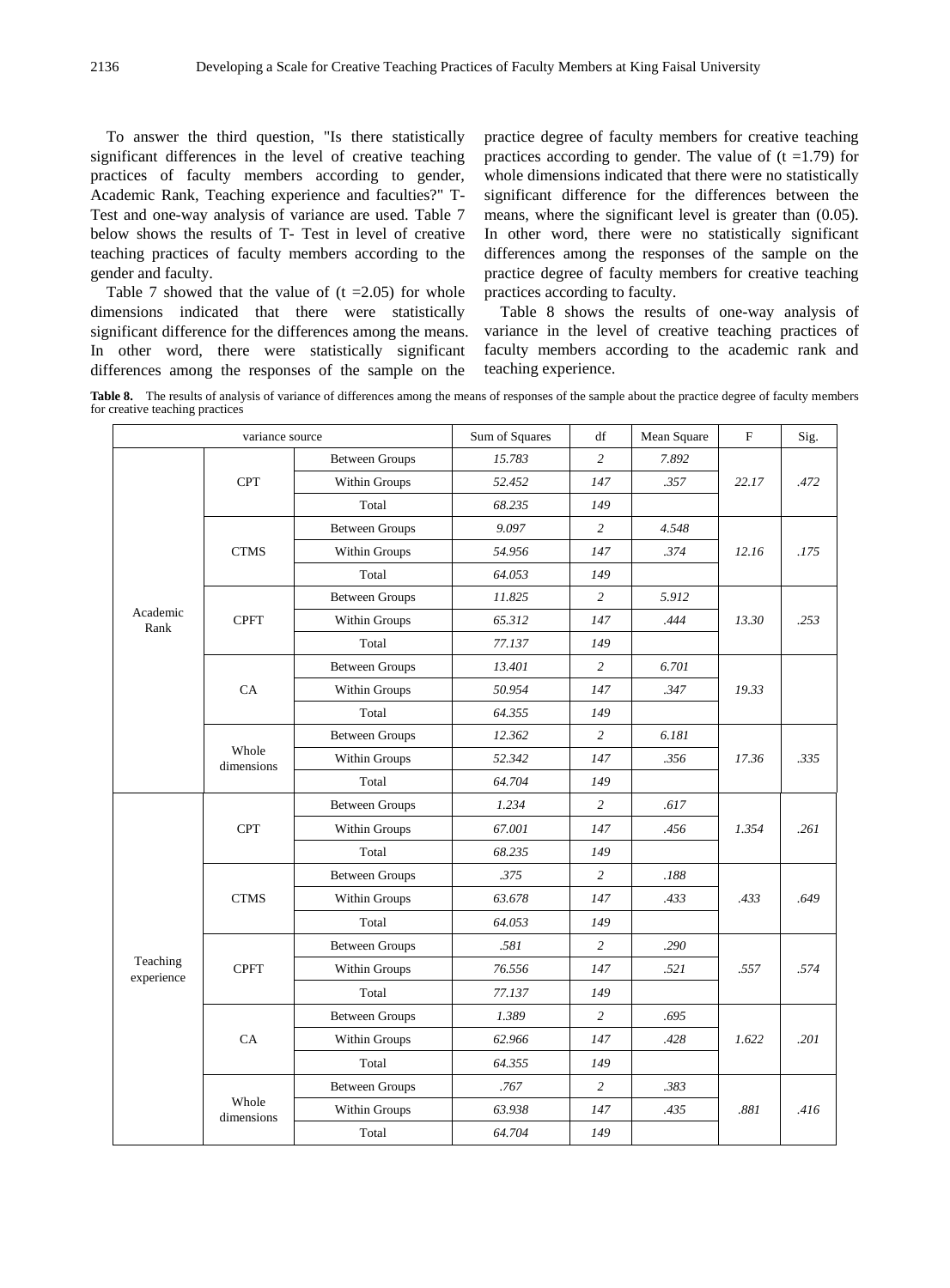To answer the third question, "Is there statistically significant differences in the level of creative teaching practices of faculty members according to gender, Academic Rank, Teaching experience and faculties?" T-Test and one-way analysis of variance are used. Table 7 below shows the results of T- Test in level of creative teaching practices of faculty members according to the gender and faculty.

Table 7 showed that the value of (t =2.05) for whole dimensions indicated that there were statistically significant difference for the differences among the means. In other word, there were statistically significant differences among the responses of the sample on the practice degree of faculty members for creative teaching practices according to gender. The value of (t =1.79) for whole dimensions indicated that there were no statistically significant difference for the differences between the means, where the significant level is greater than (0.05). In other word, there were no statistically significant differences among the responses of the sample on the practice degree of faculty members for creative teaching practices according to faculty.

Table 8 shows the results of one-way analysis of variance in the level of creative teaching practices of faculty members according to the academic rank and teaching experience.

**Table 8.** The results of analysis of variance of differences among the means of responses of the sample about the practice degree of faculty members for creative teaching practices

| variance source | | | Sum of Squares | df | Mean Square | F | Sig. |
|---|---|---|---|---|---|---|---|
| Academic Rank | CPT | Between Groups | *15.783* | *2* | *7.892* | *22.17* | *.472* |
| | | Within Groups | *52.452* | *147* | *.357* | | |
| | | Total | *68.235* | *149* | | | |
| | CTMS | Between Groups | *9.097* | *2* | *4.548* | *12.16* | *.175* |
| | | Within Groups | *54.956* | *147* | *.374* | | |
| | | Total | *64.053* | *149* | | | |
| | CPFT | Between Groups | *11.825* | *2* | *5.912* | *13.30* | *.253* |
| | | Within Groups | *65.312* | *147* | *.444* | | |
| | | Total | *77.137* | *149* | | | |
| | CA | Between Groups | *13.401* | *2* | *6.701* | *19.33* | |
| | | Within Groups | *50.954* | *147* | *.347* | | |
| | | Total | *64.355* | *149* | | | |
| | Whole dimensions | Between Groups | *12.362* | *2* | *6.181* | *17.36* | *.335* |
| | | Within Groups | *52.342* | *147* | *.356* | | |
| | | Total | *64.704* | *149* | | | |
| Teaching experience | CPT | Between Groups | *1.234* | *2* | *.617* | *1.354* | *.261* |
| | | Within Groups | *67.001* | *147* | *.456* | | |
| | | Total | *68.235* | *149* | | | |
| | CTMS | Between Groups | *.375* | *2* | *.188* | *.433* | *.649* |
| | | Within Groups | *63.678* | *147* | *.433* | | |
| | | Total | *64.053* | *149* | | | |
| | CPFT | Between Groups | *.581* | *2* | *.290* | *.557* | *.574* |
| | | Within Groups | *76.556* | *147* | *.521* | | |
| | | Total | *77.137* | *149* | | | |
| | CA | Between Groups | *1.389* | *2* | *.695* | *1.622* | *.201* |
| | | Within Groups | *62.966* | *147* | *.428* | | |
| | | Total | *64.355* | *149* | | | |
| | Whole dimensions | Between Groups | *.767* | *2* | *.383* | *.881* | *.416* |
| | | Within Groups | *63.938* | *147* | *.435* | | |
| | | Total | *64.704* | *149* | | | |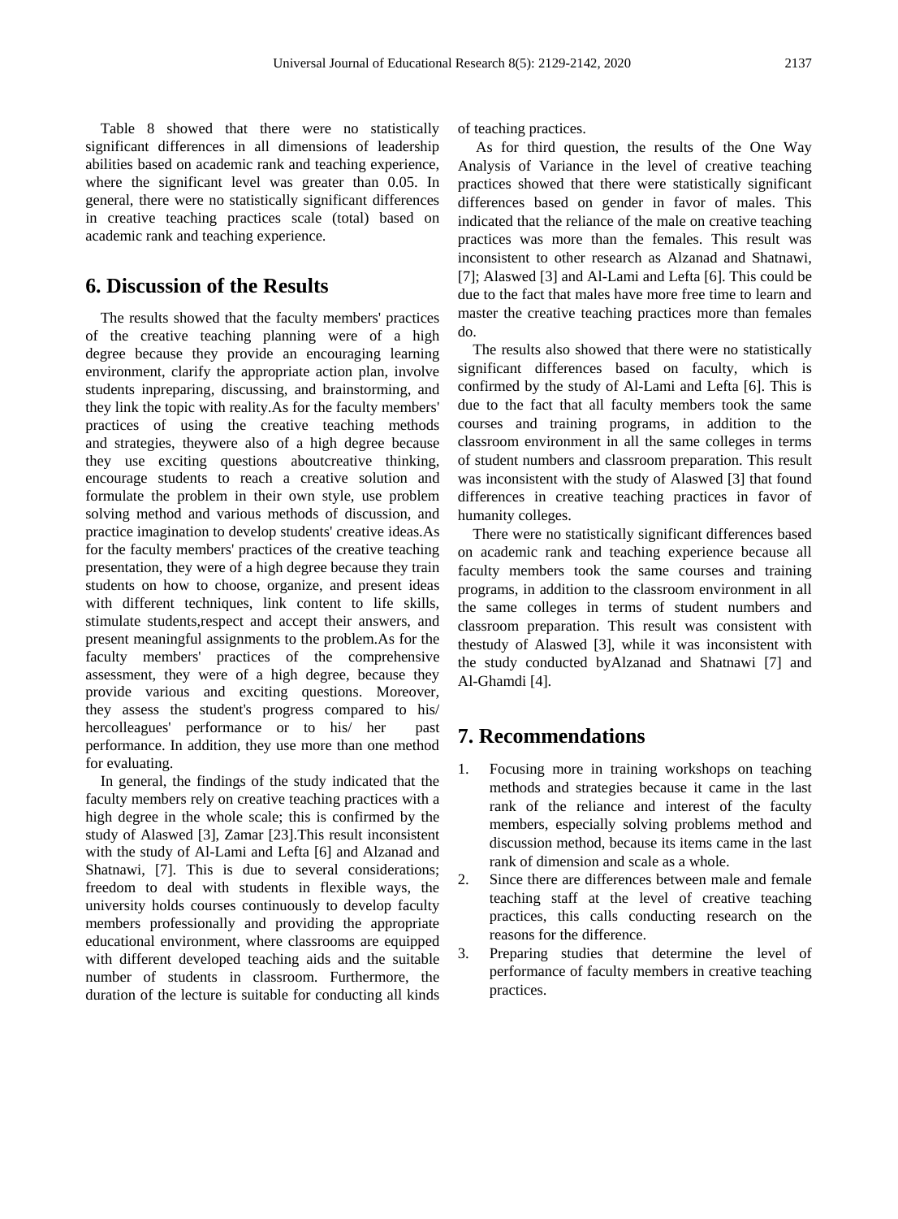Table 8 showed that there were no statistically significant differences in all dimensions of leadership abilities based on academic rank and teaching experience, where the significant level was greater than 0.05. In general, there were no statistically significant differences in creative teaching practices scale (total) based on academic rank and teaching experience.

## 6. Discussion of the Results

The results showed that the faculty members' practices of the creative teaching planning were of a high degree because they provide an encouraging learning environment, clarify the appropriate action plan, involve students inpreparing, discussing, and brainstorming, and they link the topic with reality.As for the faculty members' practices of using the creative teaching methods and strategies, theywere also of a high degree because they use exciting questions aboutcreative thinking, encourage students to reach a creative solution and formulate the problem in their own style, use problem solving method and various methods of discussion, and practice imagination to develop students' creative ideas.As for the faculty members' practices of the creative teaching presentation, they were of a high degree because they train students on how to choose, organize, and present ideas with different techniques, link content to life skills, stimulate students,respect and accept their answers, and present meaningful assignments to the problem.As for the faculty members' practices of the comprehensive assessment, they were of a high degree, because they provide various and exciting questions. Moreover, they assess the student's progress compared to his/ hercolleagues' performance or to his/ her past performance. In addition, they use more than one method for evaluating.

In general, the findings of the study indicated that the faculty members rely on creative teaching practices with a high degree in the whole scale; this is confirmed by the study of Alaswed [3], Zamar [23].This result inconsistent with the study of Al-Lami and Lefta [6] and Alzanad and Shatnawi, [7]. This is due to several considerations; freedom to deal with students in flexible ways, the university holds courses continuously to develop faculty members professionally and providing the appropriate educational environment, where classrooms are equipped with different developed teaching aids and the suitable number of students in classroom. Furthermore, the duration of the lecture is suitable for conducting all kinds of teaching practices.

As for third question, the results of the One Way Analysis of Variance in the level of creative teaching practices showed that there were statistically significant differences based on gender in favor of males. This indicated that the reliance of the male on creative teaching practices was more than the females. This result was inconsistent to other research as Alzanad and Shatnawi, [7]; Alaswed [3] and Al-Lami and Lefta [6]. This could be due to the fact that males have more free time to learn and master the creative teaching practices more than females do.

The results also showed that there were no statistically significant differences based on faculty, which is confirmed by the study of Al-Lami and Lefta [6]. This is due to the fact that all faculty members took the same courses and training programs, in addition to the classroom environment in all the same colleges in terms of student numbers and classroom preparation. This result was inconsistent with the study of Alaswed [3] that found differences in creative teaching practices in favor of humanity colleges.

There were no statistically significant differences based on academic rank and teaching experience because all faculty members took the same courses and training programs, in addition to the classroom environment in all the same colleges in terms of student numbers and classroom preparation. This result was consistent with thestudy of Alaswed [3], while it was inconsistent with the study conducted byAlzanad and Shatnawi [7] and Al-Ghamdi [4].

## 7. Recommendations

1. Focusing more in training workshops on teaching methods and strategies because it came in the last rank of the reliance and interest of the faculty members, especially solving problems method and discussion method, because its items came in the last rank of dimension and scale as a whole.
2. Since there are differences between male and female teaching staff at the level of creative teaching practices, this calls conducting research on the reasons for the difference.
3. Preparing studies that determine the level of performance of faculty members in creative teaching practices.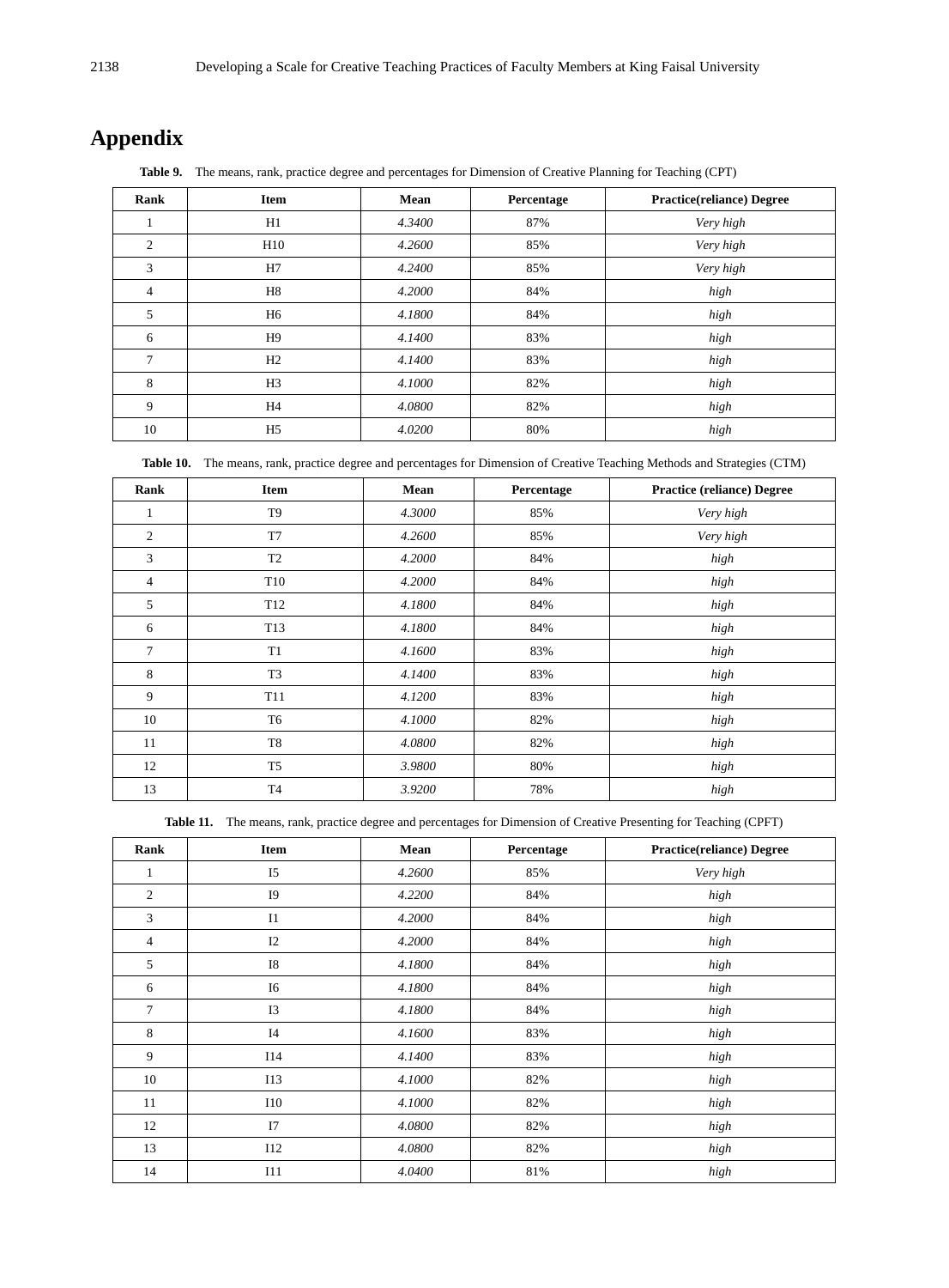# Appendix

**Table 9.** The means, rank, practice degree and percentages for Dimension of Creative Planning for Teaching (CPT)

| Rank | Item | Mean | Percentage | Practice(reliance) Degree |
|---|---|---|---|---|
| 1 | H1 | *4.3400* | 87% | *Very high* |
| 2 | H10 | *4.2600* | 85% | *Very high* |
| 3 | H7 | *4.2400* | 85% | *Very high* |
| 4 | H8 | *4.2000* | 84% | *high* |
| 5 | H6 | *4.1800* | 84% | *high* |
| 6 | H9 | *4.1400* | 83% | *high* |
| 7 | H2 | *4.1400* | 83% | *high* |
| 8 | H3 | *4.1000* | 82% | *high* |
| 9 | H4 | *4.0800* | 82% | *high* |
| 10 | H5 | *4.0200* | 80% | *high* |

**Table 10.** The means, rank, practice degree and percentages for Dimension of Creative Teaching Methods and Strategies (CTM)

| Rank | Item | Mean | Percentage | Practice (reliance) Degree |
|---|---|---|---|---|
| 1 | T9 | *4.3000* | 85% | *Very high* |
| 2 | T7 | *4.2600* | 85% | *Very high* |
| 3 | T2 | *4.2000* | 84% | *high* |
| 4 | T10 | *4.2000* | 84% | *high* |
| 5 | T12 | *4.1800* | 84% | *high* |
| 6 | T13 | *4.1800* | 84% | *high* |
| 7 | T1 | *4.1600* | 83% | *high* |
| 8 | T3 | *4.1400* | 83% | *high* |
| 9 | T11 | *4.1200* | 83% | *high* |
| 10 | T6 | *4.1000* | 82% | *high* |
| 11 | T8 | *4.0800* | 82% | *high* |
| 12 | T5 | *3.9800* | 80% | *high* |
| 13 | T4 | *3.9200* | 78% | *high* |

**Table 11.** The means, rank, practice degree and percentages for Dimension of Creative Presenting for Teaching (CPFT)

| Rank | Item | Mean | Percentage | Practice(reliance) Degree |
|---|---|---|---|---|
| 1 | I5 | *4.2600* | 85% | *Very high* |
| 2 | I9 | *4.2200* | 84% | *high* |
| 3 | I1 | *4.2000* | 84% | *high* |
| 4 | I2 | *4.2000* | 84% | *high* |
| 5 | I8 | *4.1800* | 84% | *high* |
| 6 | I6 | *4.1800* | 84% | *high* |
| 7 | I3 | *4.1800* | 84% | *high* |
| 8 | I4 | *4.1600* | 83% | *high* |
| 9 | I14 | *4.1400* | 83% | *high* |
| 10 | I13 | *4.1000* | 82% | *high* |
| 11 | I10 | *4.1000* | 82% | *high* |
| 12 | I7 | *4.0800* | 82% | *high* |
| 13 | I12 | *4.0800* | 82% | *high* |
| 14 | I11 | *4.0400* | 81% | *high* |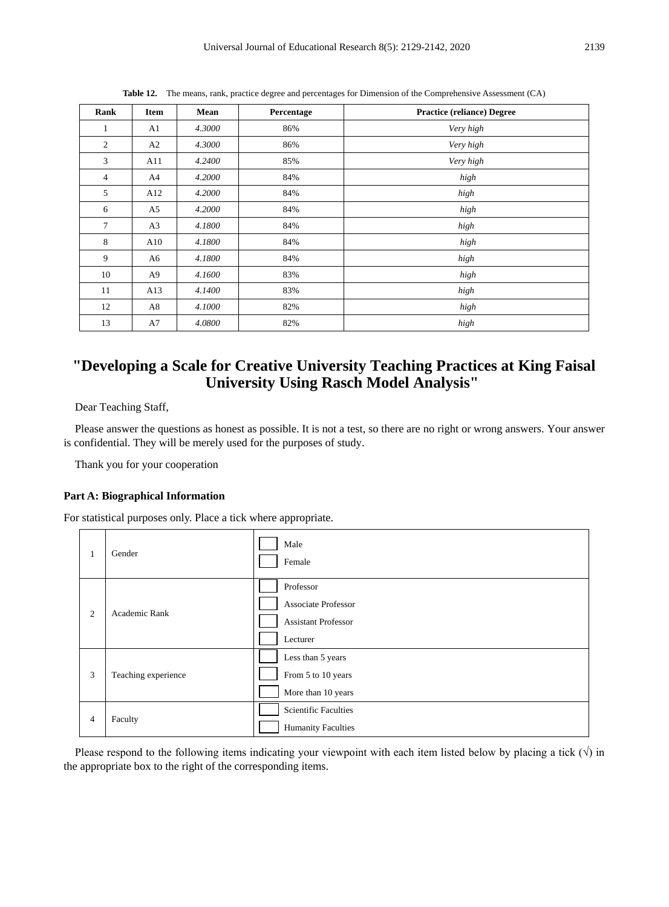**Table 12.** The means, rank, practice degree and percentages for Dimension of the Comprehensive Assessment (CA)

| Rank | Item | Mean | Percentage | Practice (reliance) Degree |
|---|---|---|---|---|
| 1 | A1 | *4.3000* | 86% | *Very high* |
| 2 | A2 | *4.3000* | 86% | *Very high* |
| 3 | A11 | *4.2400* | 85% | *Very high* |
| 4 | A4 | *4.2000* | 84% | *high* |
| 5 | A12 | *4.2000* | 84% | *high* |
| 6 | A5 | *4.2000* | 84% | *high* |
| 7 | A3 | *4.1800* | 84% | *high* |
| 8 | A10 | *4.1800* | 84% | *high* |
| 9 | A6 | *4.1800* | 84% | *high* |
| 10 | A9 | *4.1600* | 83% | *high* |
| 11 | A13 | *4.1400* | 83% | *high* |
| 12 | A8 | *4.1000* | 82% | *high* |
| 13 | A7 | *4.0800* | 82% | *high* |

## "Developing a Scale for Creative University Teaching Practices at King Faisal University Using Rasch Model Analysis"

Dear Teaching Staff,

Please answer the questions as honest as possible. It is not a test, so there are no right or wrong answers. Your answer is confidential. They will be merely used for the purposes of study.

Thank you for your cooperation

**Part A: Biographical Information**

For statistical purposes only. Place a tick where appropriate.

| | | |
|---|---|---|
| 1 | Gender | ☐ Male<br>☐ Female |
| 2 | Academic Rank | ☐ Professor<br>☐ Associate Professor<br>☐ Assistant Professor<br>☐ Lecturer |
| 3 | Teaching experience | ☐ Less than 5 years<br>☐ From 5 to 10 years<br>☐ More than 10 years |
| 4 | Faculty | ☐ Scientific Faculties<br>☐ Humanity Faculties |

Please respond to the following items indicating your viewpoint with each item listed below by placing a tick (√) in the appropriate box to the right of the corresponding items.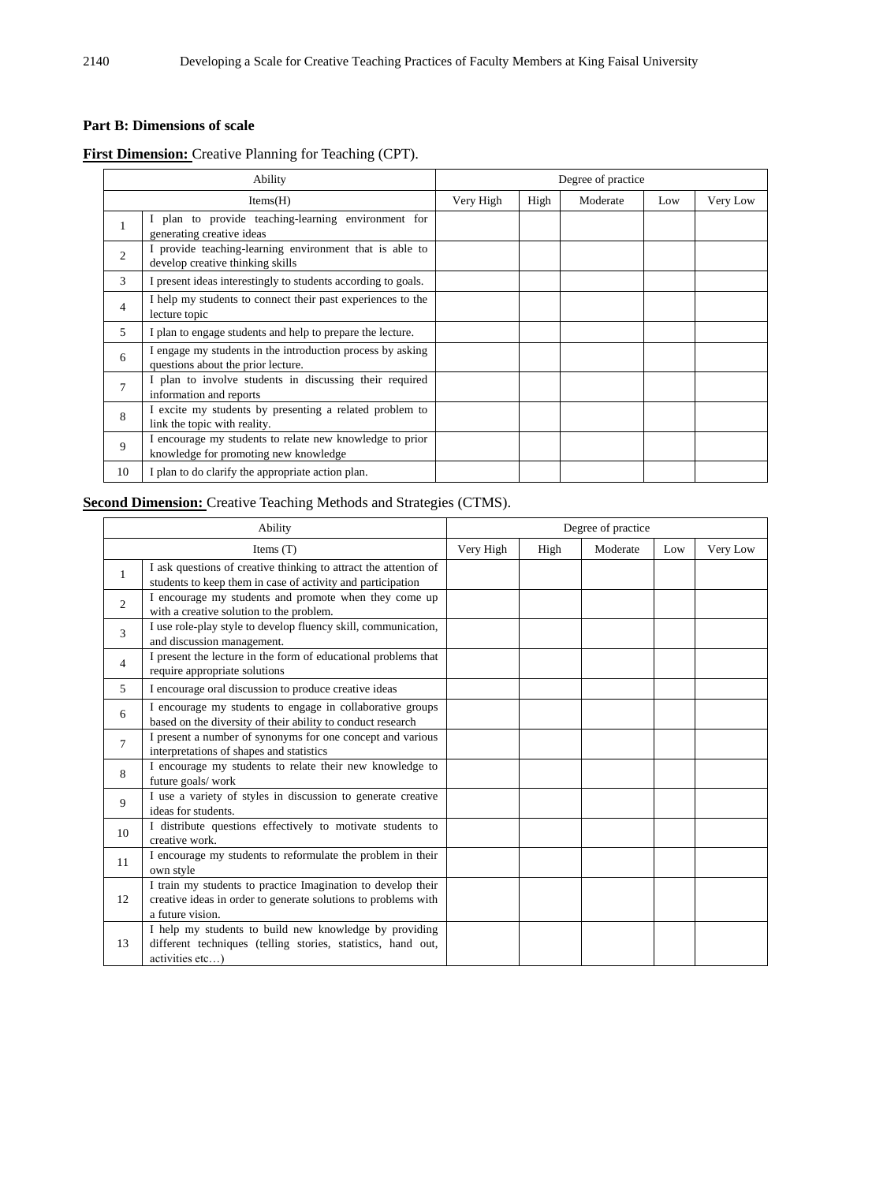**Part B: Dimensions of scale**

**First Dimension:** Creative Planning for Teaching (CPT).

| Ability | | Degree of practice | | | | |
|---|---|---|---|---|---|---|
| Items(H) | | Very High | High | Moderate | Low | Very Low |
| 1 | I plan to provide teaching-learning environment for generating creative ideas | | | | | |
| 2 | I provide teaching-learning environment that is able to develop creative thinking skills | | | | | |
| 3 | I present ideas interestingly to students according to goals. | | | | | |
| 4 | I help my students to connect their past experiences to the lecture topic | | | | | |
| 5 | I plan to engage students and help to prepare the lecture. | | | | | |
| 6 | I engage my students in the introduction process by asking questions about the prior lecture. | | | | | |
| 7 | I plan to involve students in discussing their required information and reports | | | | | |
| 8 | I excite my students by presenting a related problem to link the topic with reality. | | | | | |
| 9 | I encourage my students to relate new knowledge to prior knowledge for promoting new knowledge | | | | | |
| 10 | I plan to do clarify the appropriate action plan. | | | | | |

**Second Dimension:** Creative Teaching Methods and Strategies (CTMS).

| Ability | | Degree of practice | | | | |
|---|---|---|---|---|---|---|
| Items (T) | | Very High | High | Moderate | Low | Very Low |
| 1 | I ask questions of creative thinking to attract the attention of students to keep them in case of activity and participation | | | | | |
| 2 | I encourage my students and promote when they come up with a creative solution to the problem. | | | | | |
| 3 | I use role-play style to develop fluency skill, communication, and discussion management. | | | | | |
| 4 | I present the lecture in the form of educational problems that require appropriate solutions | | | | | |
| 5 | I encourage oral discussion to produce creative ideas | | | | | |
| 6 | I encourage my students to engage in collaborative groups based on the diversity of their ability to conduct research | | | | | |
| 7 | I present a number of synonyms for one concept and various interpretations of shapes and statistics | | | | | |
| 8 | I encourage my students to relate their new knowledge to future goals/ work | | | | | |
| 9 | I use a variety of styles in discussion to generate creative ideas for students. | | | | | |
| 10 | I distribute questions effectively to motivate students to creative work. | | | | | |
| 11 | I encourage my students to reformulate the problem in their own style | | | | | |
| 12 | I train my students to practice Imagination to develop their creative ideas in order to generate solutions to problems with a future vision. | | | | | |
| 13 | I help my students to build new knowledge by providing different techniques (telling stories, statistics, hand out, activities etc…) | | | | | |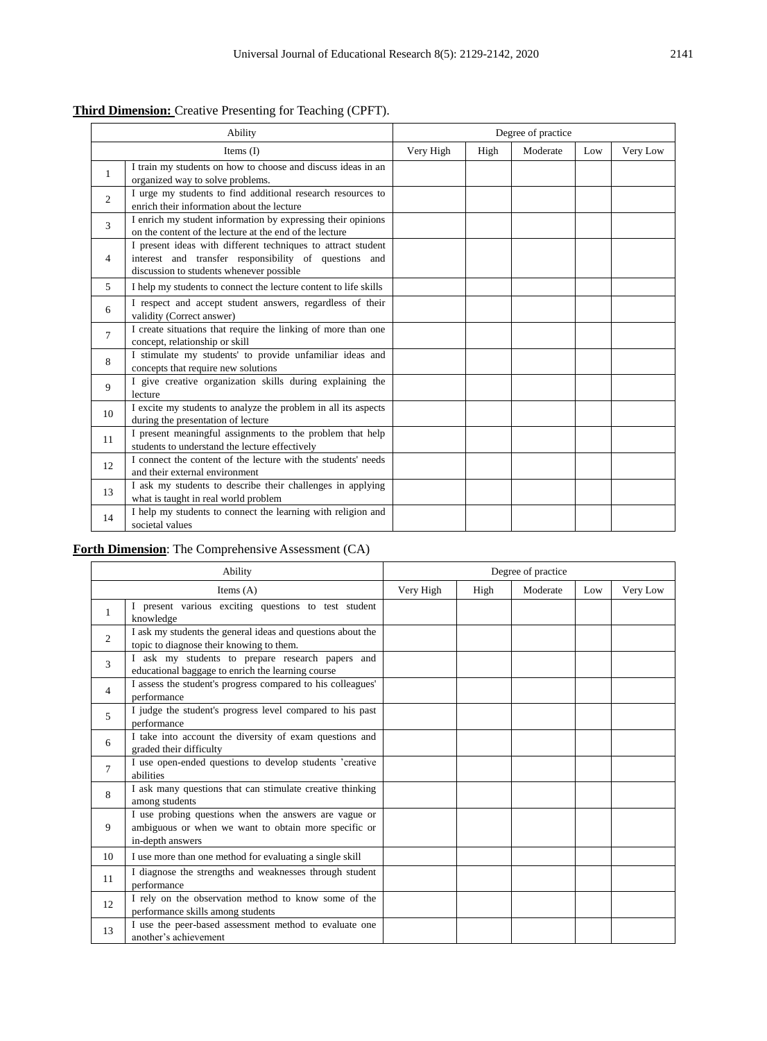**Third Dimension:** Creative Presenting for Teaching (CPFT).

| Ability | | Degree of practice | | | | |
|---|---|---|---|---|---|---|
| Items (I) | | Very High | High | Moderate | Low | Very Low |
| 1 | I train my students on how to choose and discuss ideas in an organized way to solve problems. | | | | | |
| 2 | I urge my students to find additional research resources to enrich their information about the lecture | | | | | |
| 3 | I enrich my student information by expressing their opinions on the content of the lecture at the end of the lecture | | | | | |
| 4 | I present ideas with different techniques to attract student interest and transfer responsibility of questions and discussion to students whenever possible | | | | | |
| 5 | I help my students to connect the lecture content to life skills | | | | | |
| 6 | I respect and accept student answers, regardless of their validity (Correct answer) | | | | | |
| 7 | I create situations that require the linking of more than one concept, relationship or skill | | | | | |
| 8 | I stimulate my students' to provide unfamiliar ideas and concepts that require new solutions | | | | | |
| 9 | I give creative organization skills during explaining the lecture | | | | | |
| 10 | I excite my students to analyze the problem in all its aspects during the presentation of lecture | | | | | |
| 11 | I present meaningful assignments to the problem that help students to understand the lecture effectively | | | | | |
| 12 | I connect the content of the lecture with the students' needs and their external environment | | | | | |
| 13 | I ask my students to describe their challenges in applying what is taught in real world problem | | | | | |
| 14 | I help my students to connect the learning with religion and societal values | | | | | |

**Forth Dimension**: The Comprehensive Assessment (CA)

| Ability | | Degree of practice | | | | |
|---|---|---|---|---|---|---|
| Items (A) | | Very High | High | Moderate | Low | Very Low |
| 1 | I present various exciting questions to test student knowledge | | | | | |
| 2 | I ask my students the general ideas and questions about the topic to diagnose their knowing to them. | | | | | |
| 3 | I ask my students to prepare research papers and educational baggage to enrich the learning course | | | | | |
| 4 | I assess the student's progress compared to his colleagues' performance | | | | | |
| 5 | I judge the student's progress level compared to his past performance | | | | | |
| 6 | I take into account the diversity of exam questions and graded their difficulty | | | | | |
| 7 | I use open-ended questions to develop students 'creative abilities | | | | | |
| 8 | I ask many questions that can stimulate creative thinking among students | | | | | |
| 9 | I use probing questions when the answers are vague or ambiguous or when we want to obtain more specific or in-depth answers | | | | | |
| 10 | I use more than one method for evaluating a single skill | | | | | |
| 11 | I diagnose the strengths and weaknesses through student performance | | | | | |
| 12 | I rely on the observation method to know some of the performance skills among students | | | | | |
| 13 | I use the peer-based assessment method to evaluate one another's achievement | | | | | |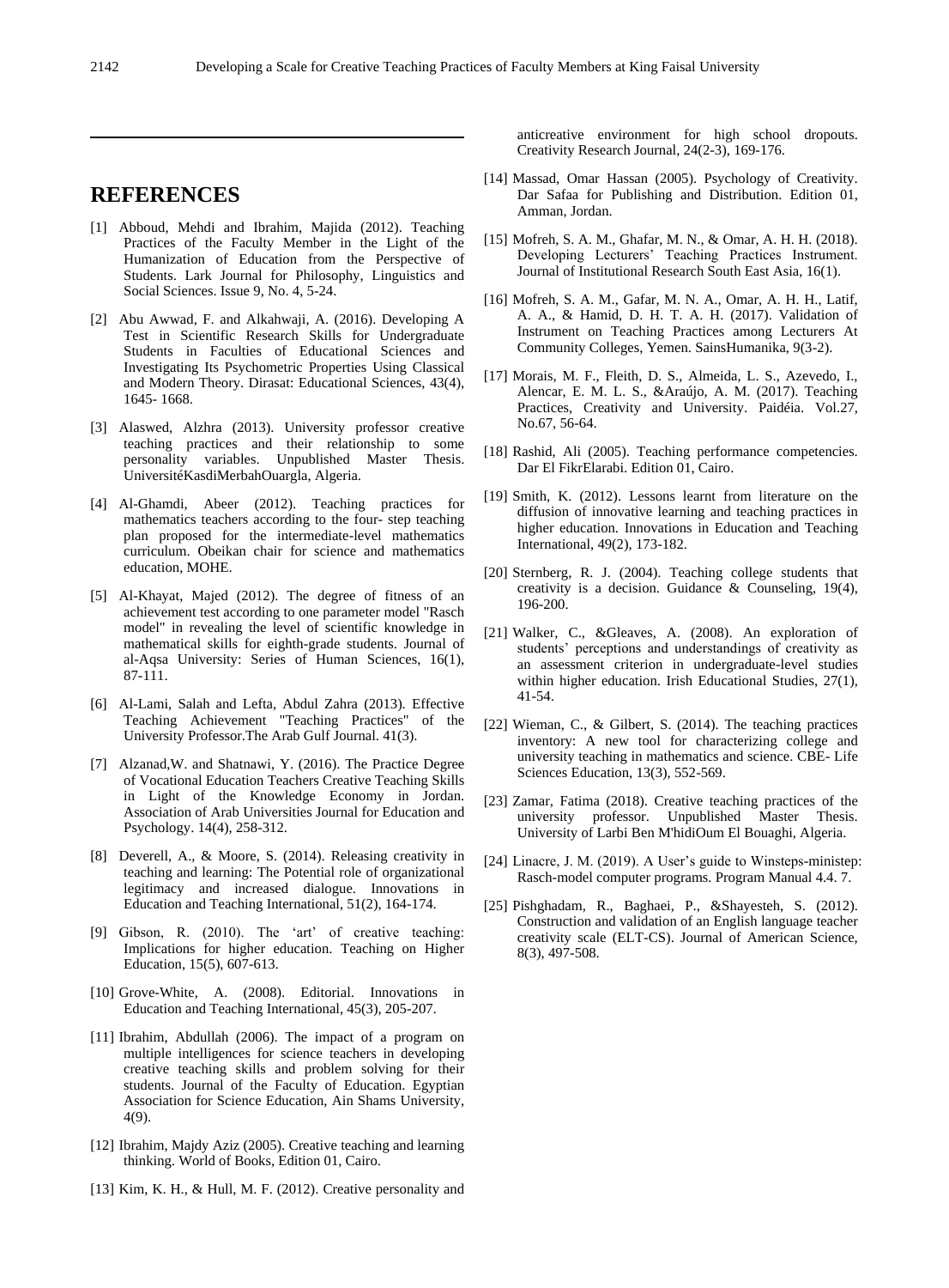## REFERENCES

[1] Abboud, Mehdi and Ibrahim, Majida (2012). Teaching Practices of the Faculty Member in the Light of the Humanization of Education from the Perspective of Students. Lark Journal for Philosophy, Linguistics and Social Sciences. Issue 9, No. 4, 5-24.

[2] Abu Awwad, F. and Alkahwaji, A. (2016). Developing A Test in Scientific Research Skills for Undergraduate Students in Faculties of Educational Sciences and Investigating Its Psychometric Properties Using Classical and Modern Theory. Dirasat: Educational Sciences, 43(4), 1645- 1668.

[3] Alaswed, Alzhra (2013). University professor creative teaching practices and their relationship to some personality variables. Unpublished Master Thesis. UniversitéKasdiMerbahOuargla, Algeria.

[4] Al-Ghamdi, Abeer (2012). Teaching practices for mathematics teachers according to the four- step teaching plan proposed for the intermediate-level mathematics curriculum. Obeikan chair for science and mathematics education, MOHE.

[5] Al-Khayat, Majed (2012). The degree of fitness of an achievement test according to one parameter model "Rasch model" in revealing the level of scientific knowledge in mathematical skills for eighth-grade students. Journal of al-Aqsa University: Series of Human Sciences, 16(1), 87-111.

[6] Al-Lami, Salah and Lefta, Abdul Zahra (2013). Effective Teaching Achievement "Teaching Practices" of the University Professor.The Arab Gulf Journal. 41(3).

[7] Alzanad,W. and Shatnawi, Y. (2016). The Practice Degree of Vocational Education Teachers Creative Teaching Skills in Light of the Knowledge Economy in Jordan. Association of Arab Universities Journal for Education and Psychology. 14(4), 258-312.

[8] Deverell, A., & Moore, S. (2014). Releasing creativity in teaching and learning: The Potential role of organizational legitimacy and increased dialogue. Innovations in Education and Teaching International, 51(2), 164-174.

[9] Gibson, R. (2010). The 'art' of creative teaching: Implications for higher education. Teaching on Higher Education, 15(5), 607-613.

[10] Grove-White, A. (2008). Editorial. Innovations in Education and Teaching International, 45(3), 205-207.

[11] Ibrahim, Abdullah (2006). The impact of a program on multiple intelligences for science teachers in developing creative teaching skills and problem solving for their students. Journal of the Faculty of Education. Egyptian Association for Science Education, Ain Shams University, 4(9).

[12] Ibrahim, Majdy Aziz (2005). Creative teaching and learning thinking. World of Books, Edition 01, Cairo.

[13] Kim, K. H., & Hull, M. F. (2012). Creative personality and anticreative environment for high school dropouts. Creativity Research Journal, 24(2-3), 169-176.

[14] Massad, Omar Hassan (2005). Psychology of Creativity. Dar Safaa for Publishing and Distribution. Edition 01, Amman, Jordan.

[15] Mofreh, S. A. M., Ghafar, M. N., & Omar, A. H. H. (2018). Developing Lecturers' Teaching Practices Instrument. Journal of Institutional Research South East Asia, 16(1).

[16] Mofreh, S. A. M., Gafar, M. N. A., Omar, A. H. H., Latif, A. A., & Hamid, D. H. T. A. H. (2017). Validation of Instrument on Teaching Practices among Lecturers At Community Colleges, Yemen. SainsHumanika, 9(3-2).

[17] Morais, M. F., Fleith, D. S., Almeida, L. S., Azevedo, I., Alencar, E. M. L. S., &Araújo, A. M. (2017). Teaching Practices, Creativity and University. Paidéia. Vol.27, No.67, 56-64.

[18] Rashid, Ali (2005). Teaching performance competencies. Dar El FikrElarabi. Edition 01, Cairo.

[19] Smith, K. (2012). Lessons learnt from literature on the diffusion of innovative learning and teaching practices in higher education. Innovations in Education and Teaching International, 49(2), 173-182.

[20] Sternberg, R. J. (2004). Teaching college students that creativity is a decision. Guidance & Counseling, 19(4), 196-200.

[21] Walker, C., &Gleaves, A. (2008). An exploration of students' perceptions and understandings of creativity as an assessment criterion in undergraduate-level studies within higher education. Irish Educational Studies, 27(1), 41-54.

[22] Wieman, C., & Gilbert, S. (2014). The teaching practices inventory: A new tool for characterizing college and university teaching in mathematics and science. CBE- Life Sciences Education, 13(3), 552-569.

[23] Zamar, Fatima (2018). Creative teaching practices of the university professor. Unpublished Master Thesis. University of Larbi Ben M'hidiOum El Bouaghi, Algeria.

[24] Linacre, J. M. (2019). A User's guide to Winsteps-ministep: Rasch-model computer programs. Program Manual 4.4. 7.

[25] Pishghadam, R., Baghaei, P., &Shayesteh, S. (2012). Construction and validation of an English language teacher creativity scale (ELT-CS). Journal of American Science, 8(3), 497-508.